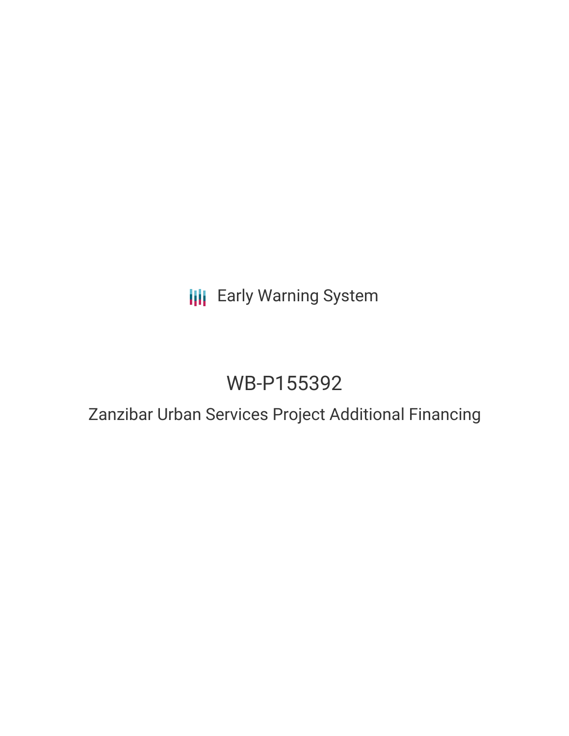Early Warning System

# WB-P155392

## Zanzibar Urban Services Project Additional Financing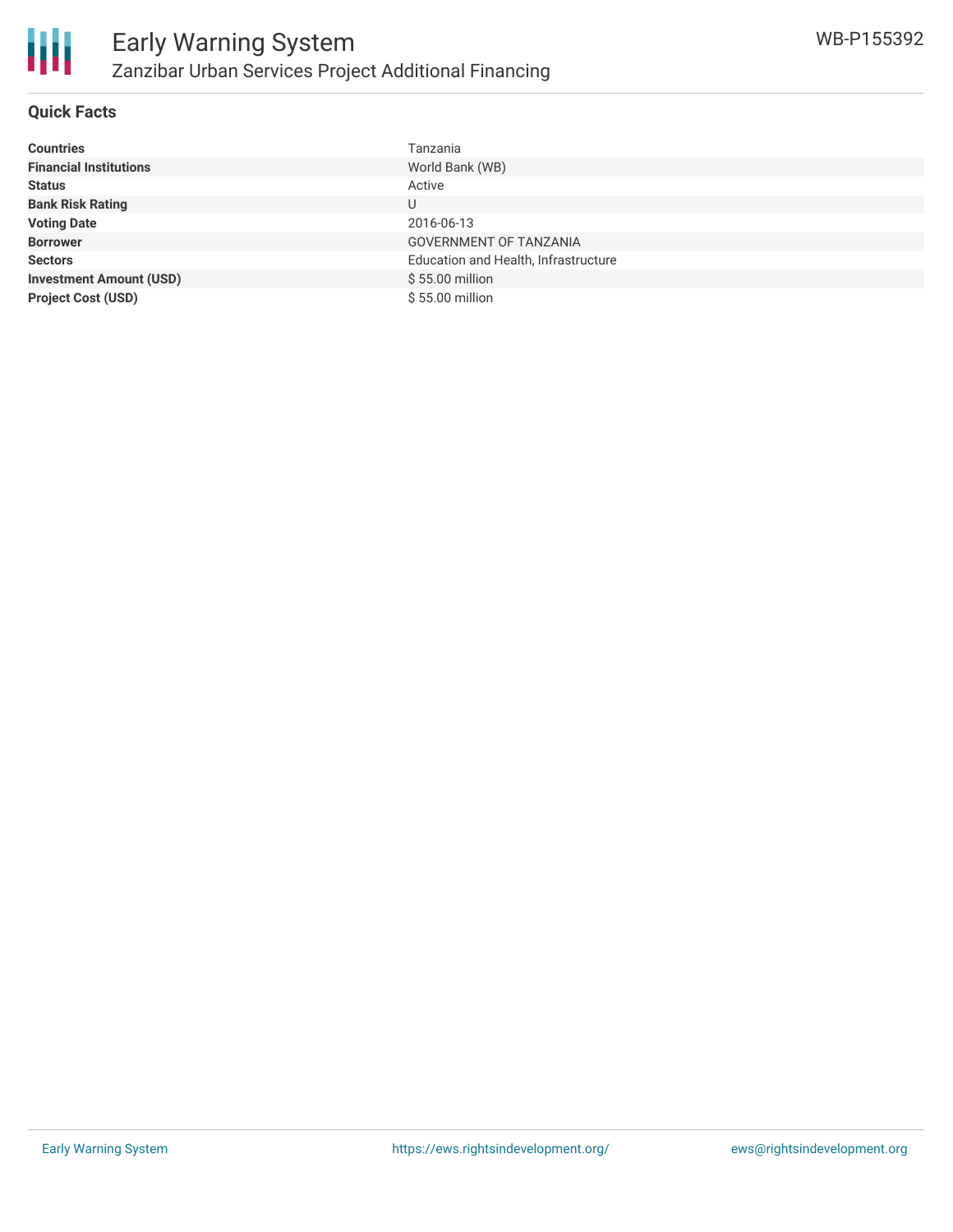## Quick Facts

| | |
|---|---|
| **Countries** | Tanzania |
| **Financial Institutions** | World Bank (WB) |
| **Status** | Active |
| **Bank Risk Rating** | U |
| **Voting Date** | 2016-06-13 |
| **Borrower** | GOVERNMENT OF TANZANIA |
| **Sectors** | Education and Health, Infrastructure |
| **Investment Amount (USD)** | $ 55.00 million |
| **Project Cost (USD)** | $ 55.00 million |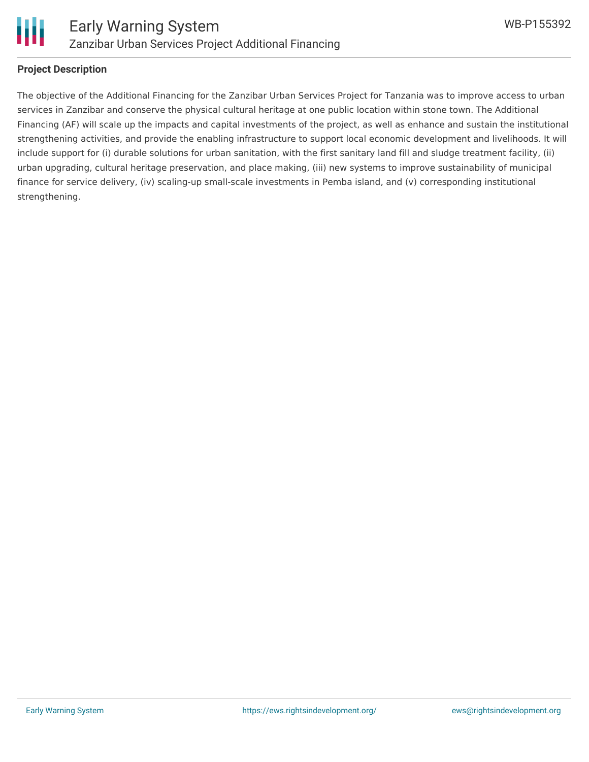**Project Description**

The objective of the Additional Financing for the Zanzibar Urban Services Project for Tanzania was to improve access to urban services in Zanzibar and conserve the physical cultural heritage at one public location within stone town. The Additional Financing (AF) will scale up the impacts and capital investments of the project, as well as enhance and sustain the institutional strengthening activities, and provide the enabling infrastructure to support local economic development and livelihoods. It will include support for (i) durable solutions for urban sanitation, with the first sanitary land fill and sludge treatment facility, (ii) urban upgrading, cultural heritage preservation, and place making, (iii) new systems to improve sustainability of municipal finance for service delivery, (iv) scaling-up small-scale investments in Pemba island, and (v) corresponding institutional strengthening.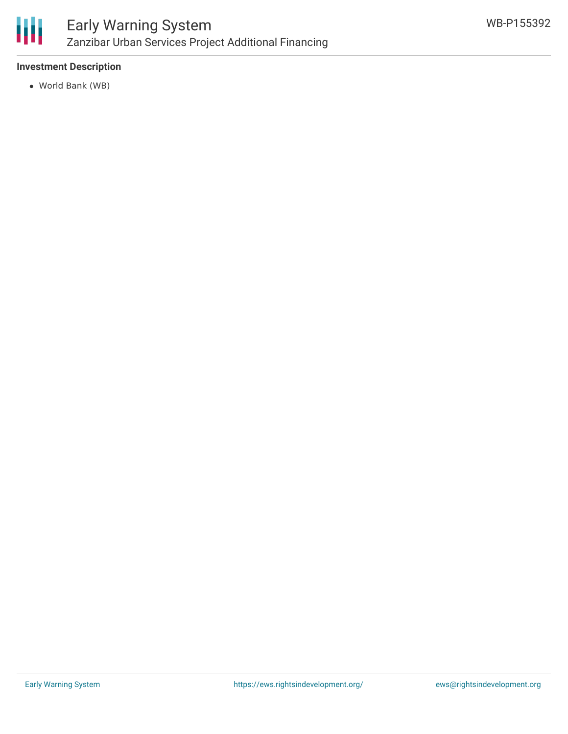### Investment Description

- World Bank (WB)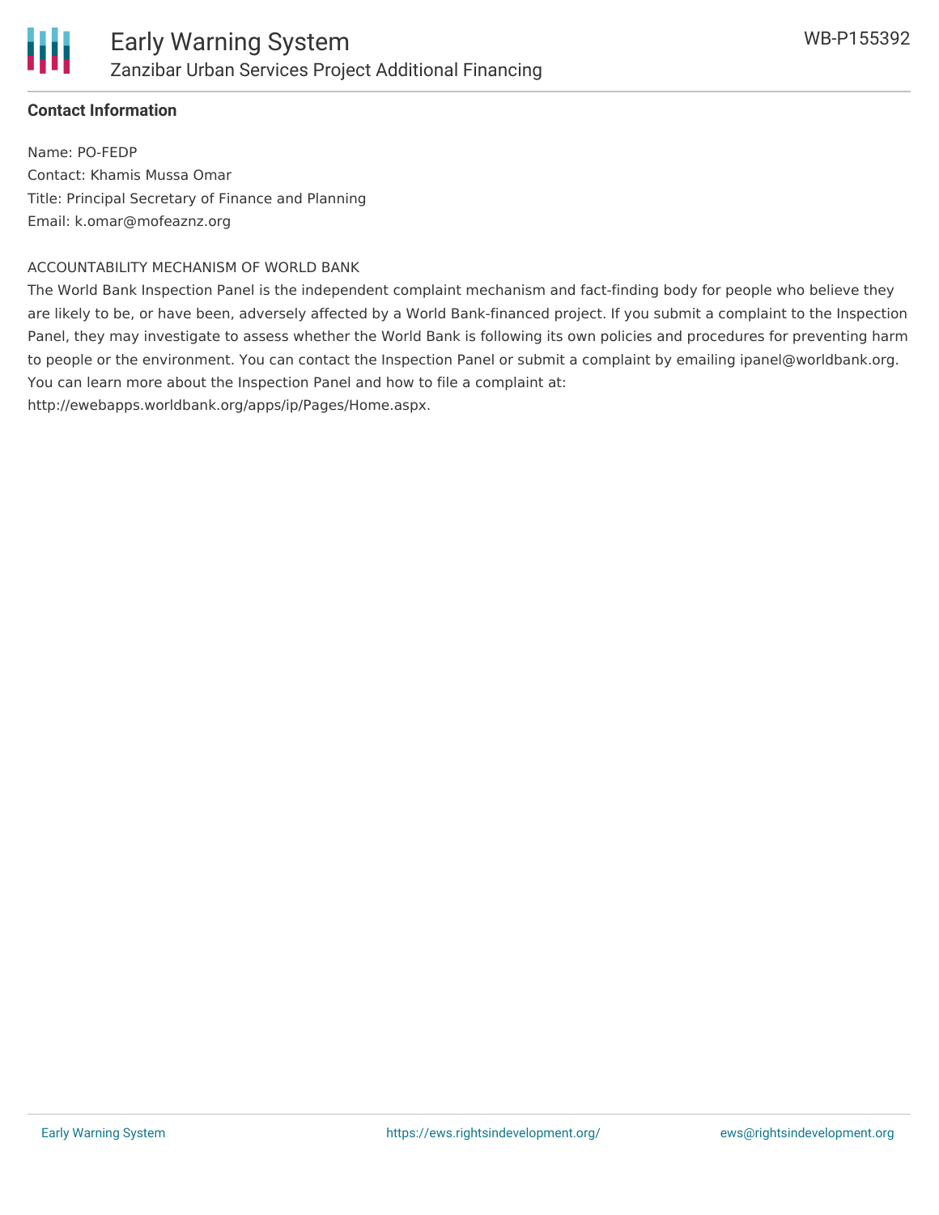## Contact Information

Name: PO-FEDP
Contact: Khamis Mussa Omar
Title: Principal Secretary of Finance and Planning
Email: k.omar@mofeaznz.org

ACCOUNTABILITY MECHANISM OF WORLD BANK

The World Bank Inspection Panel is the independent complaint mechanism and fact-finding body for people who believe they are likely to be, or have been, adversely affected by a World Bank-financed project. If you submit a complaint to the Inspection Panel, they may investigate to assess whether the World Bank is following its own policies and procedures for preventing harm to people or the environment. You can contact the Inspection Panel or submit a complaint by emailing ipanel@worldbank.org. You can learn more about the Inspection Panel and how to file a complaint at: http://ewebapps.worldbank.org/apps/ip/Pages/Home.aspx.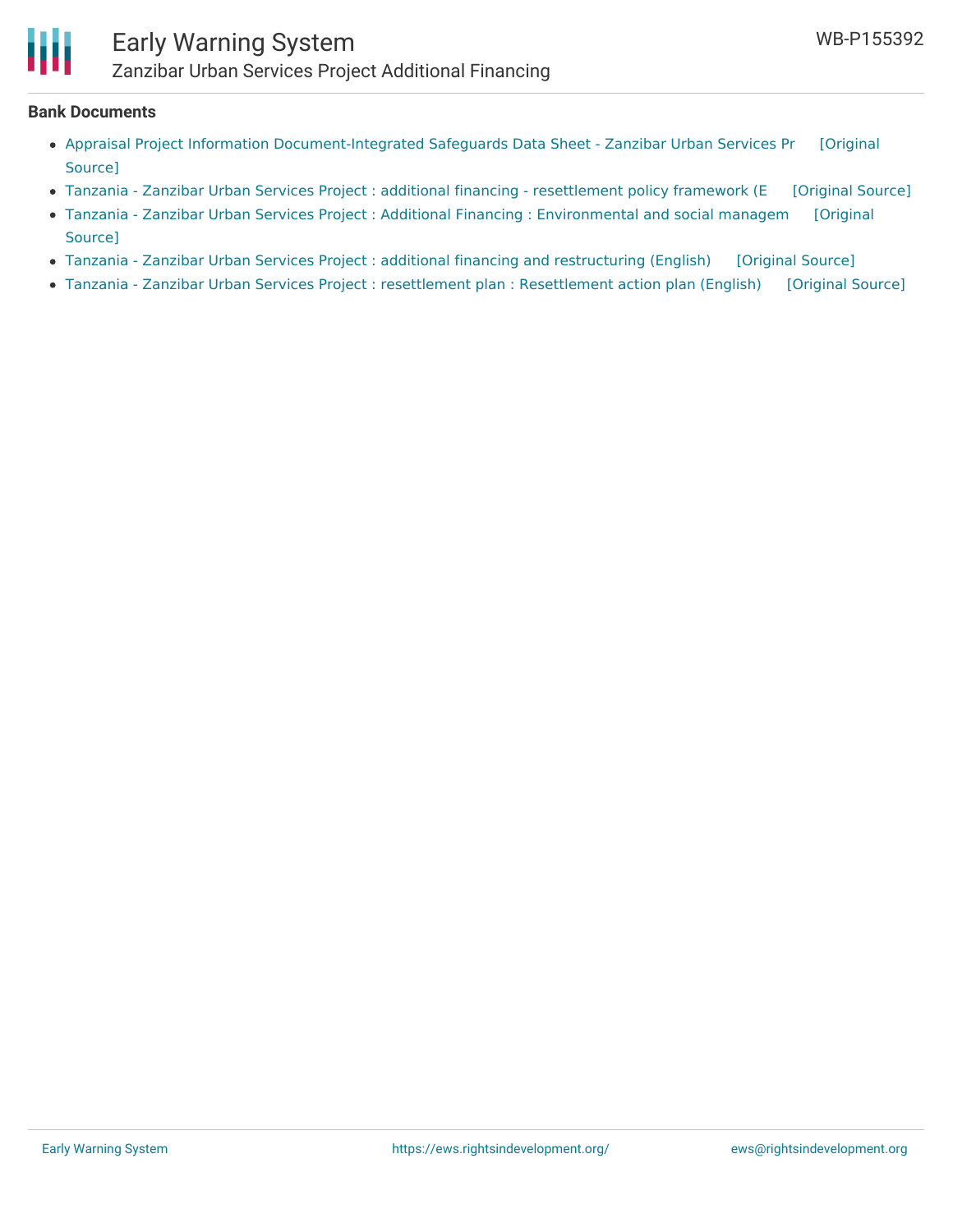**Bank Documents**

- Appraisal Project Information Document-Integrated Safeguards Data Sheet - Zanzibar Urban Services Pr [Original Source]
- Tanzania - Zanzibar Urban Services Project : additional financing - resettlement policy framework (E [Original Source]
- Tanzania - Zanzibar Urban Services Project : Additional Financing : Environmental and social managem [Original Source]
- Tanzania - Zanzibar Urban Services Project : additional financing and restructuring (English) [Original Source]
- Tanzania - Zanzibar Urban Services Project : resettlement plan : Resettlement action plan (English) [Original Source]